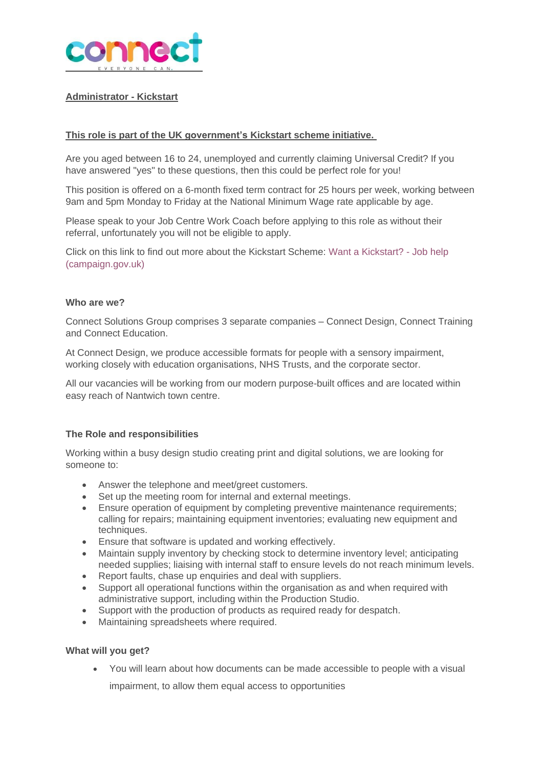**Administrator - Kickstart**

**This role is part of the UK government's Kickstart scheme initiative.**

Are you aged between 16 to 24, unemployed and currently claiming Universal Credit? If you have answered "yes" to these questions, then this could be perfect role for you!

This position is offered on a 6-month fixed term contract for 25 hours per week, working between 9am and 5pm Monday to Friday at the National Minimum Wage rate applicable by age.

Please speak to your Job Centre Work Coach before applying to this role as without their referral, unfortunately you will not be eligible to apply.

Click on this link to find out more about the Kickstart Scheme: Want a Kickstart? - Job help (campaign.gov.uk)

**Who are we?**

Connect Solutions Group comprises 3 separate companies – Connect Design, Connect Training and Connect Education.

At Connect Design, we produce accessible formats for people with a sensory impairment, working closely with education organisations, NHS Trusts, and the corporate sector.

All our vacancies will be working from our modern purpose-built offices and are located within easy reach of Nantwich town centre.

**The Role and responsibilities**

Working within a busy design studio creating print and digital solutions, we are looking for someone to:

- Answer the telephone and meet/greet customers.
- Set up the meeting room for internal and external meetings.
- Ensure operation of equipment by completing preventive maintenance requirements; calling for repairs; maintaining equipment inventories; evaluating new equipment and techniques.
- Ensure that software is updated and working effectively.
- Maintain supply inventory by checking stock to determine inventory level; anticipating needed supplies; liaising with internal staff to ensure levels do not reach minimum levels.
- Report faults, chase up enquiries and deal with suppliers.
- Support all operational functions within the organisation as and when required with administrative support, including within the Production Studio.
- Support with the production of products as required ready for despatch.
- Maintaining spreadsheets where required.

**What will you get?**

- You will learn about how documents can be made accessible to people with a visual impairment, to allow them equal access to opportunities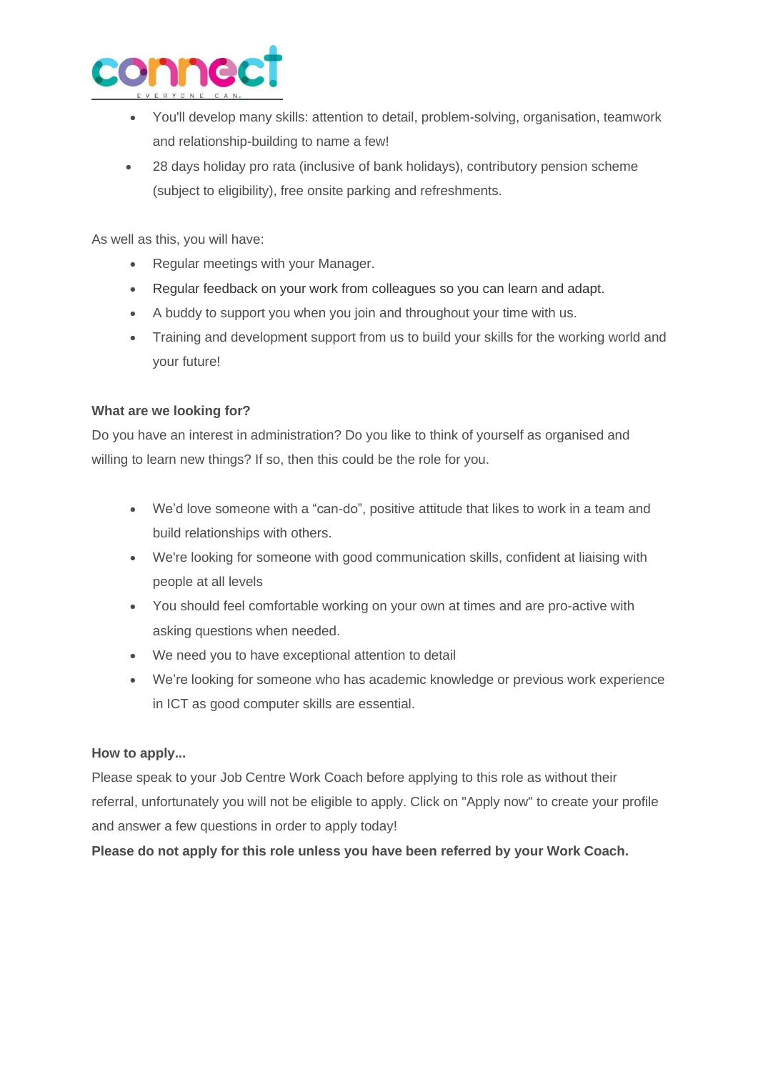- You'll develop many skills: attention to detail, problem-solving, organisation, teamwork and relationship-building to name a few!
- 28 days holiday pro rata (inclusive of bank holidays), contributory pension scheme (subject to eligibility), free onsite parking and refreshments.

As well as this, you will have:

- Regular meetings with your Manager.
- Regular feedback on your work from colleagues so you can learn and adapt.
- A buddy to support you when you join and throughout your time with us.
- Training and development support from us to build your skills for the working world and your future!

**What are we looking for?**

Do you have an interest in administration? Do you like to think of yourself as organised and willing to learn new things? If so, then this could be the role for you.

- We'd love someone with a "can-do", positive attitude that likes to work in a team and build relationships with others.
- We're looking for someone with good communication skills, confident at liaising with people at all levels
- You should feel comfortable working on your own at times and are pro-active with asking questions when needed.
- We need you to have exceptional attention to detail
- We're looking for someone who has academic knowledge or previous work experience in ICT as good computer skills are essential.

**How to apply...**

Please speak to your Job Centre Work Coach before applying to this role as without their referral, unfortunately you will not be eligible to apply. Click on "Apply now" to create your profile and answer a few questions in order to apply today!

**Please do not apply for this role unless you have been referred by your Work Coach.**